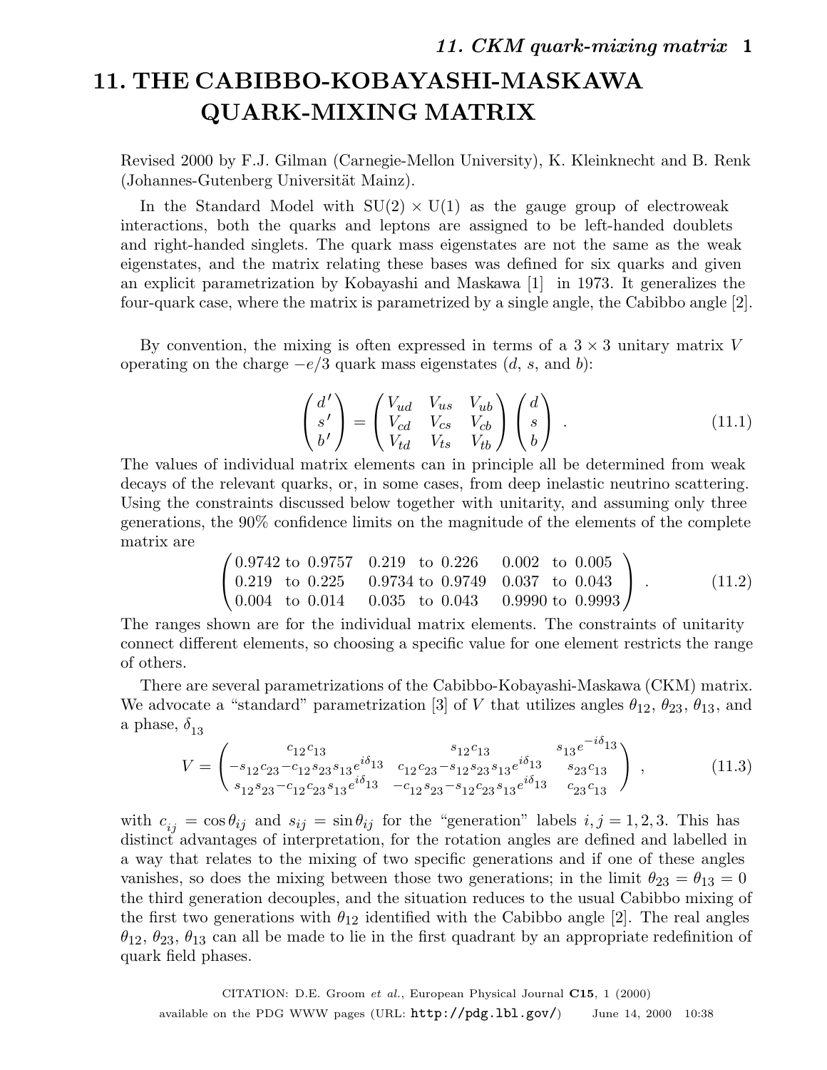# 11. THE CABIBBO-KOBAYASHI-MASKAWA QUARK-MIXING MATRIX

Revised 2000 by F.J. Gilman (Carnegie-Mellon University), K. Kleinknecht and B. Renk (Johannes-Gutenberg Universität Mainz).

In the Standard Model with SU(2) × U(1) as the gauge group of electroweak interactions, both the quarks and leptons are assigned to be left-handed doublets and right-handed singlets. The quark mass eigenstates are not the same as the weak eigenstates, and the matrix relating these bases was defined for six quarks and given an explicit parametrization by Kobayashi and Maskawa [1] in 1973. It generalizes the four-quark case, where the matrix is parametrized by a single angle, the Cabibbo angle [2].

By convention, the mixing is often expressed in terms of a $3 \times 3$ unitary matrix $V$ operating on the charge $-e/3$ quark mass eigenstates ($d$, $s$, and $b$):

$$\begin{pmatrix} d' \\ s' \\ b' \end{pmatrix} = \begin{pmatrix} V_{ud} & V_{us} & V_{ub} \\ V_{cd} & V_{cs} & V_{cb} \\ V_{td} & V_{ts} & V_{tb} \end{pmatrix} \begin{pmatrix} d \\ s \\ b \end{pmatrix} . \tag{11.1}$$

The values of individual matrix elements can in principle all be determined from weak decays of the relevant quarks, or, in some cases, from deep inelastic neutrino scattering. Using the constraints discussed below together with unitarity, and assuming only three generations, the 90% confidence limits on the magnitude of the elements of the complete matrix are

$$\begin{pmatrix} 0.9742 \text{ to } 0.9757 & 0.219 \text{ to } 0.226 & 0.002 \text{ to } 0.005 \\ 0.219 \text{ to } 0.225 & 0.9734 \text{ to } 0.9749 & 0.037 \text{ to } 0.043 \\ 0.004 \text{ to } 0.014 & 0.035 \text{ to } 0.043 & 0.9990 \text{ to } 0.9993 \end{pmatrix} . \tag{11.2}$$

The ranges shown are for the individual matrix elements. The constraints of unitarity connect different elements, so choosing a specific value for one element restricts the range of others.

There are several parametrizations of the Cabibbo-Kobayashi-Maskawa (CKM) matrix. We advocate a "standard" parametrization [3] of $V$ that utilizes angles $\theta_{12}$, $\theta_{23}$, $\theta_{13}$, and a phase, $\delta_{13}$

$$V = \begin{pmatrix} c_{12}c_{13} & s_{12}c_{13} & s_{13}e^{-i\delta_{13}} \\ -s_{12}c_{23}-c_{12}s_{23}s_{13}e^{i\delta_{13}} & c_{12}c_{23}-s_{12}s_{23}s_{13}e^{i\delta_{13}} & s_{23}c_{13} \\ s_{12}s_{23}-c_{12}c_{23}s_{13}e^{i\delta_{13}} & -c_{12}s_{23}-s_{12}c_{23}s_{13}e^{i\delta_{13}} & c_{23}c_{13} \end{pmatrix} , \tag{11.3}$$

with $c_{ij} = \cos\theta_{ij}$ and $s_{ij} = \sin\theta_{ij}$ for the "generation" labels $i, j = 1, 2, 3$. This has distinct advantages of interpretation, for the rotation angles are defined and labelled in a way that relates to the mixing of two specific generations and if one of these angles vanishes, so does the mixing between those two generations; in the limit $\theta_{23} = \theta_{13} = 0$ the third generation decouples, and the situation reduces to the usual Cabibbo mixing of the first two generations with $\theta_{12}$ identified with the Cabibbo angle [2]. The real angles $\theta_{12}$, $\theta_{23}$, $\theta_{13}$ can all be made to lie in the first quadrant by an appropriate redefinition of quark field phases.

CITATION: D.E. Groom *et al.*, European Physical Journal **C15**, 1 (2000)

available on the PDG WWW pages (URL: http://pdg.lbl.gov/) June 14, 2000 10:38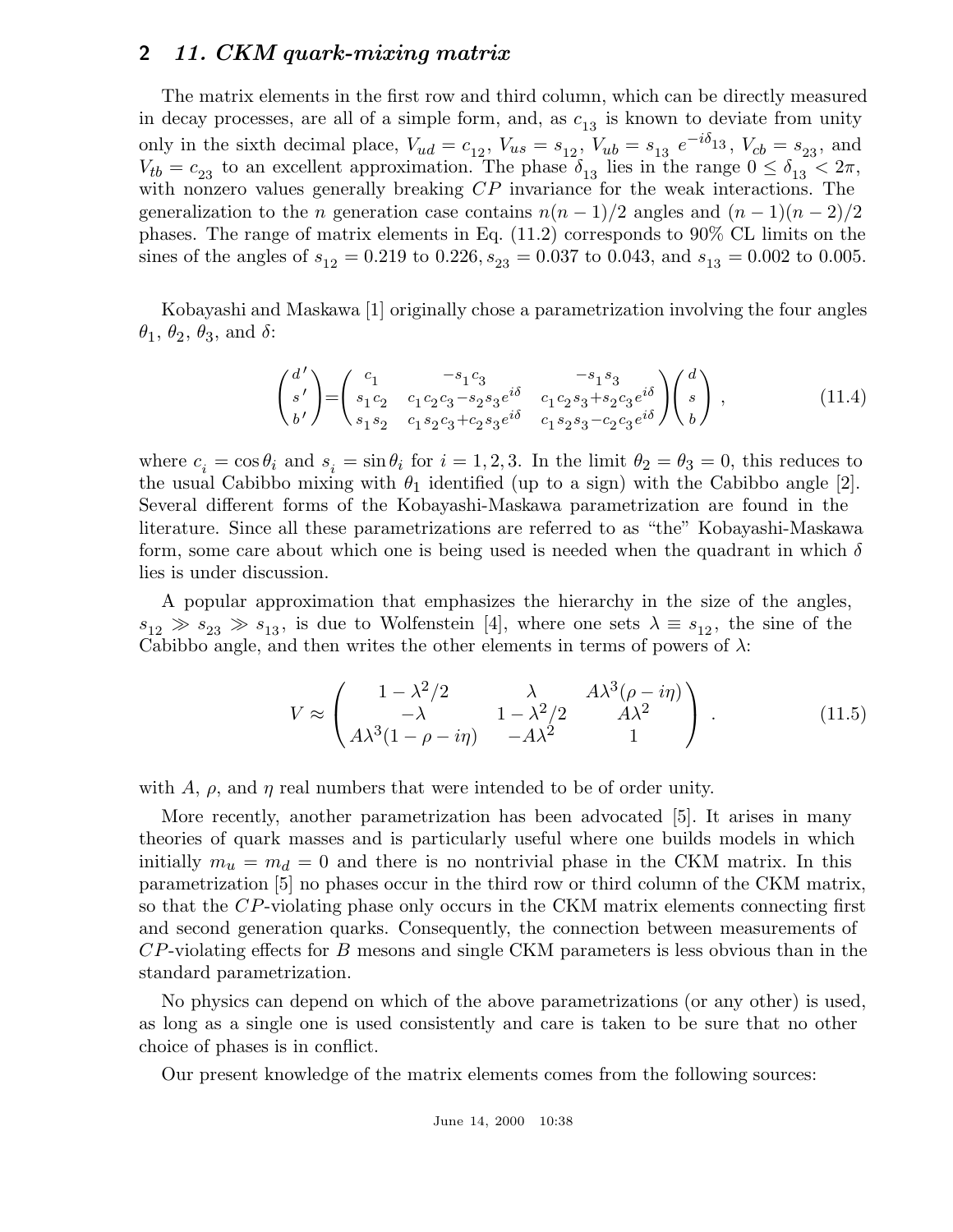The matrix elements in the first row and third column, which can be directly measured in decay processes, are all of a simple form, and, as $c_{13}$ is known to deviate from unity only in the sixth decimal place, $V_{ud} = c_{12}$, $V_{us} = s_{12}$, $V_{ub} = s_{13}\ e^{-i\delta_{13}}$, $V_{cb} = s_{23}$, and $V_{tb} = c_{23}$ to an excellent approximation. The phase $\delta_{13}$ lies in the range $0 \leq \delta_{13} < 2\pi$, with nonzero values generally breaking $CP$ invariance for the weak interactions. The generalization to the $n$ generation case contains $n(n-1)/2$ angles and $(n-1)(n-2)/2$ phases. The range of matrix elements in Eq. (11.2) corresponds to 90% CL limits on the sines of the angles of $s_{12} = 0.219$ to $0.226$, $s_{23} = 0.037$ to $0.043$, and $s_{13} = 0.002$ to $0.005$.

Kobayashi and Maskawa [1] originally chose a parametrization involving the four angles $\theta_1$, $\theta_2$, $\theta_3$, and $\delta$:

$$
\begin{pmatrix} d' \\ s' \\ b' \end{pmatrix} = \begin{pmatrix} c_1 & -s_1 c_3 & -s_1 s_3 \\ s_1 c_2 & c_1 c_2 c_3 - s_2 s_3 e^{i\delta} & c_1 c_2 s_3 + s_2 c_3 e^{i\delta} \\ s_1 s_2 & c_1 s_2 c_3 + c_2 s_3 e^{i\delta} & c_1 s_2 s_3 - c_2 c_3 e^{i\delta} \end{pmatrix} \begin{pmatrix} d \\ s \\ b \end{pmatrix} , \tag{11.4}
$$

where $c_i = \cos\theta_i$ and $s_i = \sin\theta_i$ for $i = 1, 2, 3$. In the limit $\theta_2 = \theta_3 = 0$, this reduces to the usual Cabibbo mixing with $\theta_1$ identified (up to a sign) with the Cabibbo angle [2]. Several different forms of the Kobayashi-Maskawa parametrization are found in the literature. Since all these parametrizations are referred to as "the" Kobayashi-Maskawa form, some care about which one is being used is needed when the quadrant in which $\delta$ lies is under discussion.

A popular approximation that emphasizes the hierarchy in the size of the angles, $s_{12} \gg s_{23} \gg s_{13}$, is due to Wolfenstein [4], where one sets $\lambda \equiv s_{12}$, the sine of the Cabibbo angle, and then writes the other elements in terms of powers of $\lambda$:

$$
V \approx \begin{pmatrix} 1 - \lambda^2/2 & \lambda & A\lambda^3(\rho - i\eta) \\ -\lambda & 1 - \lambda^2/2 & A\lambda^2 \\ A\lambda^3(1 - \rho - i\eta) & -A\lambda^2 & 1 \end{pmatrix} . \tag{11.5}
$$

with $A$, $\rho$, and $\eta$ real numbers that were intended to be of order unity.

More recently, another parametrization has been advocated [5]. It arises in many theories of quark masses and is particularly useful where one builds models in which initially $m_u = m_d = 0$ and there is no nontrivial phase in the CKM matrix. In this parametrization [5] no phases occur in the third row or third column of the CKM matrix, so that the $CP$-violating phase only occurs in the CKM matrix elements connecting first and second generation quarks. Consequently, the connection between measurements of $CP$-violating effects for $B$ mesons and single CKM parameters is less obvious than in the standard parametrization.

No physics can depend on which of the above parametrizations (or any other) is used, as long as a single one is used consistently and care is taken to be sure that no other choice of phases is in conflict.

Our present knowledge of the matrix elements comes from the following sources: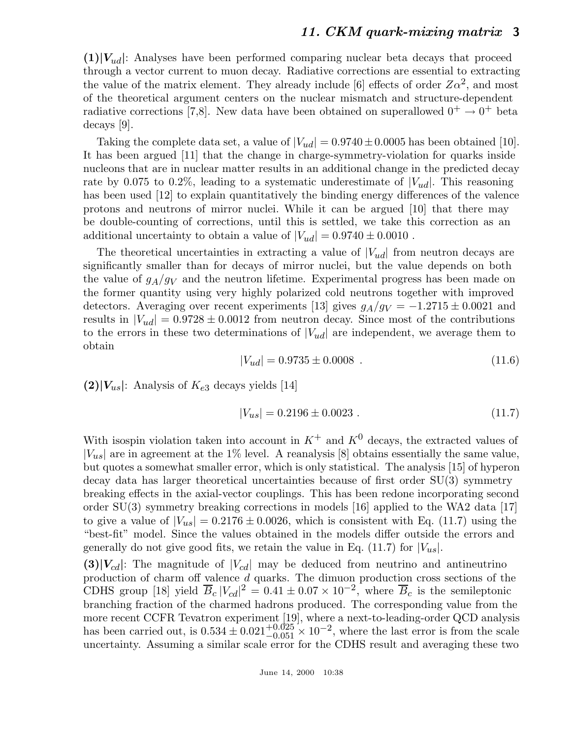**(1)$|V_{ud}|$**: Analyses have been performed comparing nuclear beta decays that proceed through a vector current to muon decay. Radiative corrections are essential to extracting the value of the matrix element. They already include [6] effects of order $Z\alpha^2$, and most of the theoretical argument centers on the nuclear mismatch and structure-dependent radiative corrections [7,8]. New data have been obtained on superallowed $0^+ \to 0^+$ beta decays [9].

Taking the complete data set, a value of $|V_{ud}| = 0.9740 \pm 0.0005$ has been obtained [10]. It has been argued [11] that the change in charge-symmetry-violation for quarks inside nucleons that are in nuclear matter results in an additional change in the predicted decay rate by 0.075 to 0.2%, leading to a systematic underestimate of $|V_{ud}|$. This reasoning has been used [12] to explain quantitatively the binding energy differences of the valence protons and neutrons of mirror nuclei. While it can be argued [10] that there may be double-counting of corrections, until this is settled, we take this correction as an additional uncertainty to obtain a value of $|V_{ud}| = 0.9740 \pm 0.0010$ .

The theoretical uncertainties in extracting a value of $|V_{ud}|$ from neutron decays are significantly smaller than for decays of mirror nuclei, but the value depends on both the value of $g_A/g_V$ and the neutron lifetime. Experimental progress has been made on the former quantity using very highly polarized cold neutrons together with improved detectors. Averaging over recent experiments [13] gives $g_A/g_V = -1.2715 \pm 0.0021$ and results in $|V_{ud}| = 0.9728 \pm 0.0012$ from neutron decay. Since most of the contributions to the errors in these two determinations of $|V_{ud}|$ are independent, we average them to obtain

$$|V_{ud}| = 0.9735 \pm 0.0008 \ . \tag{11.6}$$

**(2)$|V_{us}|$**: Analysis of $K_{e3}$ decays yields [14]

$$|V_{us}| = 0.2196 \pm 0.0023 \ . \tag{11.7}$$

With isospin violation taken into account in $K^+$ and $K^0$ decays, the extracted values of $|V_{us}|$ are in agreement at the 1% level. A reanalysis [8] obtains essentially the same value, but quotes a somewhat smaller error, which is only statistical. The analysis [15] of hyperon decay data has larger theoretical uncertainties because of first order SU(3) symmetry breaking effects in the axial-vector couplings. This has been redone incorporating second order SU(3) symmetry breaking corrections in models [16] applied to the WA2 data [17] to give a value of $|V_{us}| = 0.2176 \pm 0.0026$, which is consistent with Eq. (11.7) using the "best-fit" model. Since the values obtained in the models differ outside the errors and generally do not give good fits, we retain the value in Eq. (11.7) for $|V_{us}|$.

**(3)$|V_{cd}|$**: The magnitude of $|V_{cd}|$ may be deduced from neutrino and antineutrino production of charm off valence $d$ quarks. The dimuon production cross sections of the CDHS group [18] yield $\overline{B}_c \, |V_{cd}|^2 = 0.41 \pm 0.07 \times 10^{-2}$, where $\overline{B}_c$ is the semileptonic branching fraction of the charmed hadrons produced. The corresponding value from the more recent CCFR Tevatron experiment [19], where a next-to-leading-order QCD analysis has been carried out, is $0.534 \pm 0.021^{+0.025}_{-0.051} \times 10^{-2}$, where the last error is from the scale uncertainty. Assuming a similar scale error for the CDHS result and averaging these two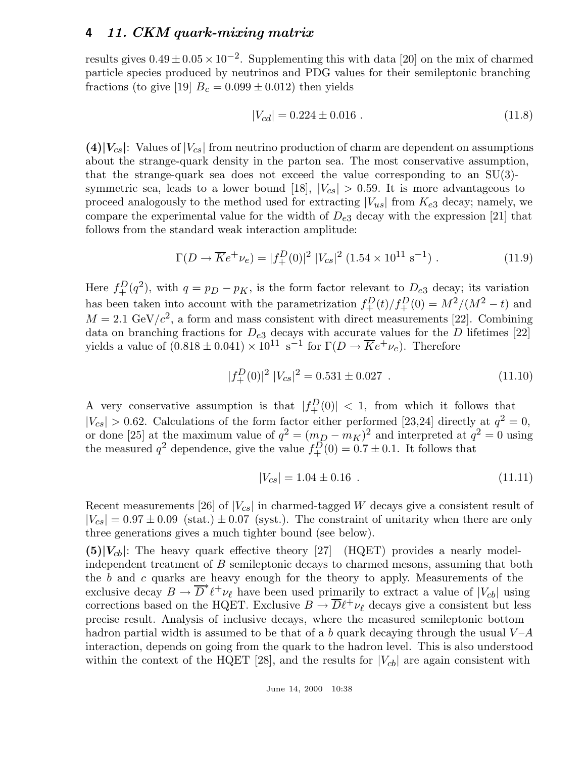results gives $0.49 \pm 0.05 \times 10^{-2}$. Supplementing this with data [20] on the mix of charmed particle species produced by neutrinos and PDG values for their semileptonic branching fractions (to give [19] $\overline{B}_c = 0.099 \pm 0.012$) then yields

$$|V_{cd}| = 0.224 \pm 0.016 \ . \tag{11.8}$$

**(4)$|V_{cs}|$**: Values of $|V_{cs}|$ from neutrino production of charm are dependent on assumptions about the strange-quark density in the parton sea. The most conservative assumption, that the strange-quark sea does not exceed the value corresponding to an SU(3)-symmetric sea, leads to a lower bound [18], $|V_{cs}| > 0.59$. It is more advantageous to proceed analogously to the method used for extracting $|V_{us}|$ from $K_{e3}$ decay; namely, we compare the experimental value for the width of $D_{e3}$ decay with the expression [21] that follows from the standard weak interaction amplitude:

$$\Gamma(D \to \overline{K} e^+ \nu_e) = |f_+^D(0)|^2 \ |V_{cs}|^2 \ (1.54 \times 10^{11} \ \mathrm{s}^{-1}) \ . \tag{11.9}$$

Here $f_+^D(q^2)$, with $q = p_D - p_K$, is the form factor relevant to $D_{e3}$ decay; its variation has been taken into account with the parametrization $f_+^D(t)/f_+^D(0) = M^2/(M^2 - t)$ and $M = 2.1$ GeV$/c^2$, a form and mass consistent with direct measurements [22]. Combining data on branching fractions for $D_{e3}$ decays with accurate values for the $D$ lifetimes [22] yields a value of $(0.818 \pm 0.041) \times 10^{11} \ \mathrm{s}^{-1}$ for $\Gamma(D \to \overline{K} e^+ \nu_e)$. Therefore

$$|f_+^D(0)|^2 \ |V_{cs}|^2 = 0.531 \pm 0.027 \ . \tag{11.10}$$

A very conservative assumption is that $|f_+^D(0)| < 1$, from which it follows that $|V_{cs}| > 0.62$. Calculations of the form factor either performed [23,24] directly at $q^2 = 0$, or done [25] at the maximum value of $q^2 = (m_D - m_K)^2$ and interpreted at $q^2 = 0$ using the measured $q^2$ dependence, give the value $f_+^D(0) = 0.7 \pm 0.1$. It follows that

$$|V_{cs}| = 1.04 \pm 0.16 \ . \tag{11.11}$$

Recent measurements [26] of $|V_{cs}|$ in charmed-tagged $W$ decays give a consistent result of $|V_{cs}| = 0.97 \pm 0.09$ (stat.) $\pm \, 0.07$ (syst.). The constraint of unitarity when there are only three generations gives a much tighter bound (see below).

**(5)$|V_{cb}|$**: The heavy quark effective theory [27] (HQET) provides a nearly model-independent treatment of $B$ semileptonic decays to charmed mesons, assuming that both the $b$ and $c$ quarks are heavy enough for the theory to apply. Measurements of the exclusive decay $B \to \overline{D}^* \ell^+ \nu_\ell$ have been used primarily to extract a value of $|V_{cb}|$ using corrections based on the HQET. Exclusive $B \to \overline{D} \ell^+ \nu_\ell$ decays give a consistent but less precise result. Analysis of inclusive decays, where the measured semileptonic bottom hadron partial width is assumed to be that of a $b$ quark decaying through the usual $V$–$A$ interaction, depends on going from the quark to the hadron level. This is also understood within the context of the HQET [28], and the results for $|V_{cb}|$ are again consistent with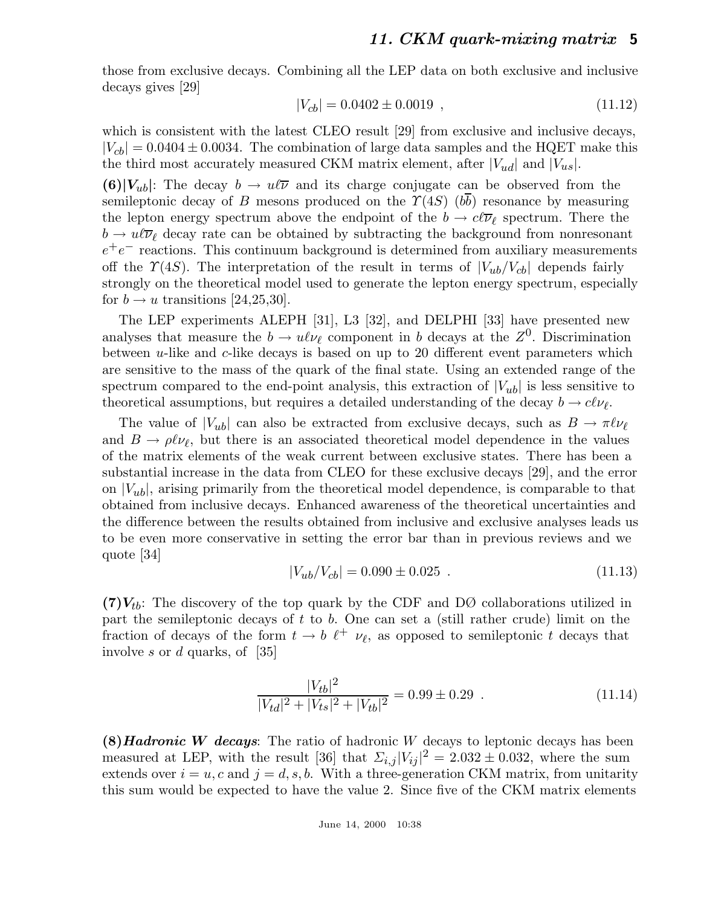those from exclusive decays. Combining all the LEP data on both exclusive and inclusive decays gives [29]

$$|V_{cb}| = 0.0402 \pm 0.0019 \ , \tag{11.12}$$

which is consistent with the latest CLEO result [29] from exclusive and inclusive decays, $|V_{cb}| = 0.0404 \pm 0.0034$. The combination of large data samples and the HQET make this the third most accurately measured CKM matrix element, after $|V_{ud}|$ and $|V_{us}|$.

**(6)$|V_{ub}|$**: The decay $b \to u\ell\overline{\nu}$ and its charge conjugate can be observed from the semileptonic decay of $B$ mesons produced on the $\Upsilon(4S)$ ($b\overline{b}$) resonance by measuring the lepton energy spectrum above the endpoint of the $b \to c\ell\overline{\nu}_\ell$ spectrum. There the $b \to u\ell\overline{\nu}_\ell$ decay rate can be obtained by subtracting the background from nonresonant $e^+e^-$ reactions. This continuum background is determined from auxiliary measurements off the $\Upsilon(4S)$. The interpretation of the result in terms of $|V_{ub}/V_{cb}|$ depends fairly strongly on the theoretical model used to generate the lepton energy spectrum, especially for $b \to u$ transitions [24,25,30].

The LEP experiments ALEPH [31], L3 [32], and DELPHI [33] have presented new analyses that measure the $b \to u\ell\nu_\ell$ component in $b$ decays at the $Z^0$. Discrimination between $u$-like and $c$-like decays is based on up to 20 different event parameters which are sensitive to the mass of the quark of the final state. Using an extended range of the spectrum compared to the end-point analysis, this extraction of $|V_{ub}|$ is less sensitive to theoretical assumptions, but requires a detailed understanding of the decay $b \to c\ell\nu_\ell$.

The value of $|V_{ub}|$ can also be extracted from exclusive decays, such as $B \to \pi\ell\nu_\ell$ and $B \to \rho\ell\nu_\ell$, but there is an associated theoretical model dependence in the values of the matrix elements of the weak current between exclusive states. There has been a substantial increase in the data from CLEO for these exclusive decays [29], and the error on $|V_{ub}|$, arising primarily from the theoretical model dependence, is comparable to that obtained from inclusive decays. Enhanced awareness of the theoretical uncertainties and the difference between the results obtained from inclusive and exclusive analyses leads us to be even more conservative in setting the error bar than in previous reviews and we quote [34]

$$|V_{ub}/V_{cb}| = 0.090 \pm 0.025 \ . \tag{11.13}$$

**(7)$V_{tb}$**: The discovery of the top quark by the CDF and DØ collaborations utilized in part the semileptonic decays of $t$ to $b$. One can set a (still rather crude) limit on the fraction of decays of the form $t \to b \ \ell^+ \ \nu_\ell$, as opposed to semileptonic $t$ decays that involve $s$ or $d$ quarks, of [35]

$$\frac{|V_{tb}|^2}{|V_{td}|^2 + |V_{ts}|^2 + |V_{tb}|^2} = 0.99 \pm 0.29 \ . \tag{11.14}$$

**(8)*Hadronic W decays***: The ratio of hadronic $W$ decays to leptonic decays has been measured at LEP, with the result [36] that $\Sigma_{i,j}|V_{ij}|^2 = 2.032 \pm 0.032$, where the sum extends over $i = u, c$ and $j = d, s, b$. With a three-generation CKM matrix, from unitarity this sum would be expected to have the value 2. Since five of the CKM matrix elements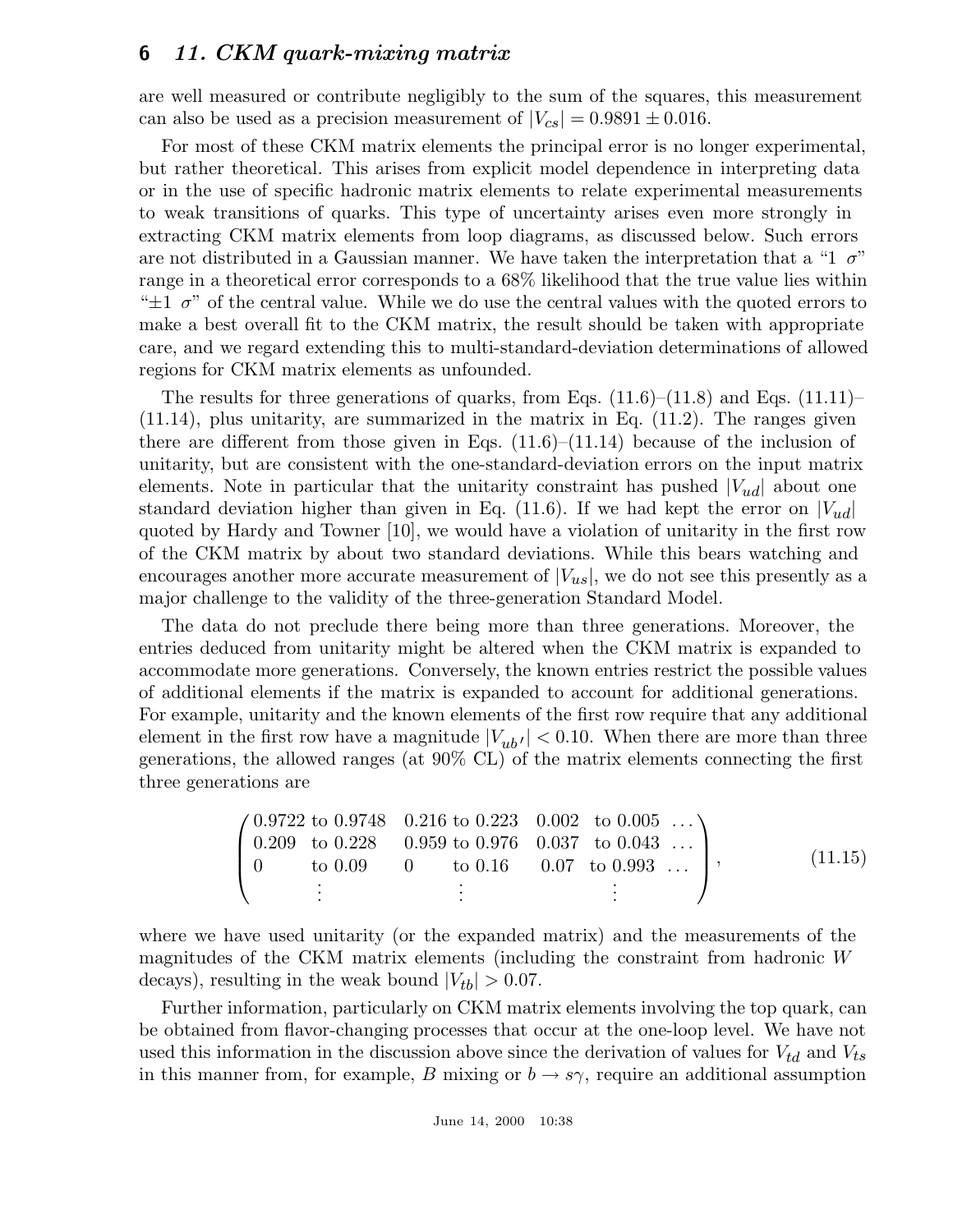are well measured or contribute negligibly to the sum of the squares, this measurement can also be used as a precision measurement of $|V_{cs}| = 0.9891 \pm 0.016$.

For most of these CKM matrix elements the principal error is no longer experimental, but rather theoretical. This arises from explicit model dependence in interpreting data or in the use of specific hadronic matrix elements to relate experimental measurements to weak transitions of quarks. This type of uncertainty arises even more strongly in extracting CKM matrix elements from loop diagrams, as discussed below. Such errors are not distributed in a Gaussian manner. We have taken the interpretation that a "1 $\sigma$" range in a theoretical error corresponds to a 68% likelihood that the true value lies within "$\pm 1$ $\sigma$" of the central value. While we do use the central values with the quoted errors to make a best overall fit to the CKM matrix, the result should be taken with appropriate care, and we regard extending this to multi-standard-deviation determinations of allowed regions for CKM matrix elements as unfounded.

The results for three generations of quarks, from Eqs. (11.6)–(11.8) and Eqs. (11.11)–(11.14), plus unitarity, are summarized in the matrix in Eq. (11.2). The ranges given there are different from those given in Eqs. (11.6)–(11.14) because of the inclusion of unitarity, but are consistent with the one-standard-deviation errors on the input matrix elements. Note in particular that the unitarity constraint has pushed $|V_{ud}|$ about one standard deviation higher than given in Eq. (11.6). If we had kept the error on $|V_{ud}|$ quoted by Hardy and Towner [10], we would have a violation of unitarity in the first row of the CKM matrix by about two standard deviations. While this bears watching and encourages another more accurate measurement of $|V_{us}|$, we do not see this presently as a major challenge to the validity of the three-generation Standard Model.

The data do not preclude there being more than three generations. Moreover, the entries deduced from unitarity might be altered when the CKM matrix is expanded to accommodate more generations. Conversely, the known entries restrict the possible values of additional elements if the matrix is expanded to account for additional generations. For example, unitarity and the known elements of the first row require that any additional element in the first row have a magnitude $|V_{ub'}| < 0.10$. When there are more than three generations, the allowed ranges (at 90% CL) of the matrix elements connecting the first three generations are

$$
\begin{pmatrix}
0.9722 \text{ to } 0.9748 & 0.216 \text{ to } 0.223 & 0.002 \text{ to } 0.005 & \dots \\
0.209 \text{ to } 0.228 & 0.959 \text{ to } 0.976 & 0.037 \text{ to } 0.043 & \dots \\
0 \text{ to } 0.09 & 0 \text{ to } 0.16 & 0.07 \text{ to } 0.993 & \dots \\
\vdots & \vdots & \vdots &
\end{pmatrix},
\tag{11.15}
$$

where we have used unitarity (or the expanded matrix) and the measurements of the magnitudes of the CKM matrix elements (including the constraint from hadronic $W$ decays), resulting in the weak bound $|V_{tb}| > 0.07$.

Further information, particularly on CKM matrix elements involving the top quark, can be obtained from flavor-changing processes that occur at the one-loop level. We have not used this information in the discussion above since the derivation of values for $V_{td}$ and $V_{ts}$ in this manner from, for example, $B$ mixing or $b \to s\gamma$, require an additional assumption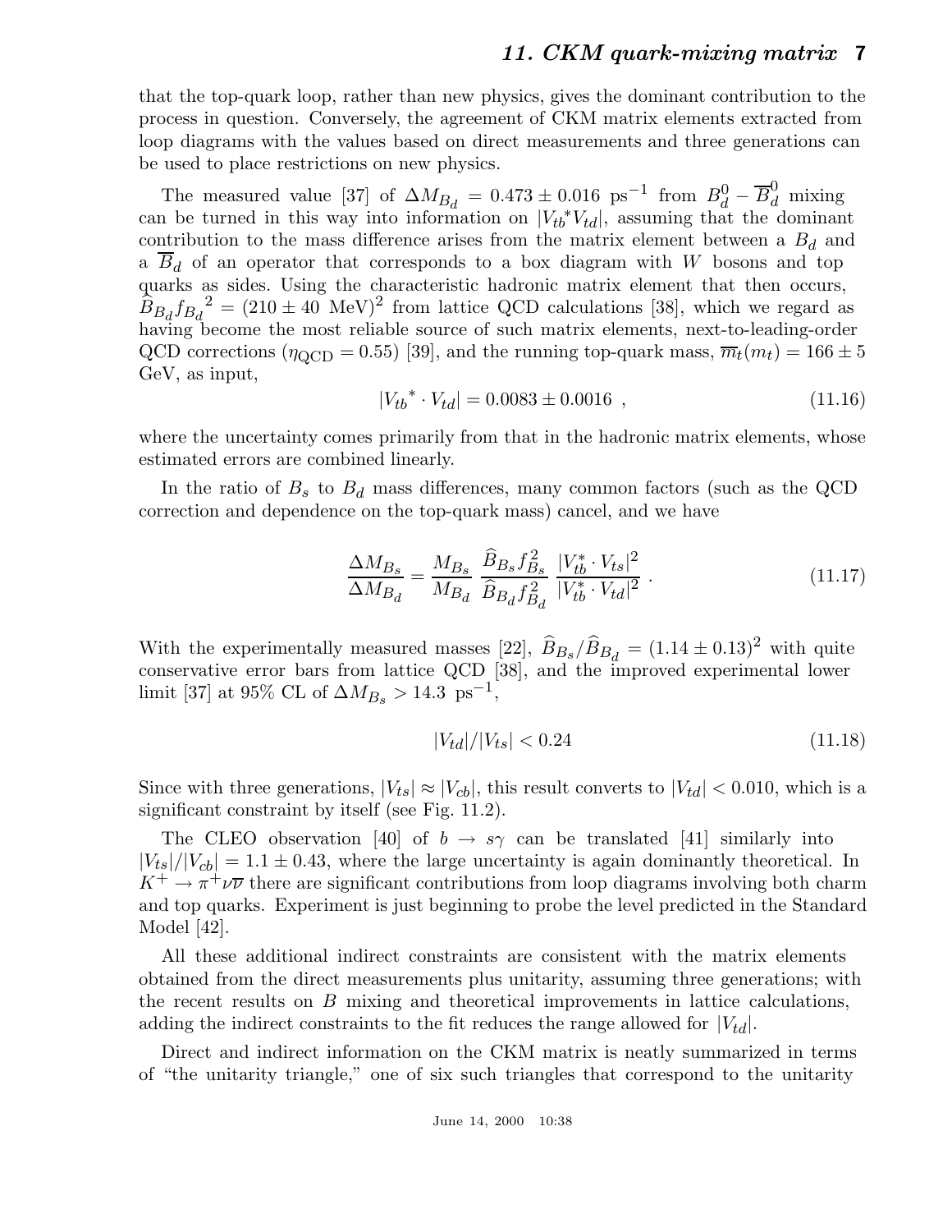that the top-quark loop, rather than new physics, gives the dominant contribution to the process in question. Conversely, the agreement of CKM matrix elements extracted from loop diagrams with the values based on direct measurements and three generations can be used to place restrictions on new physics.

The measured value [37] of $\Delta M_{B_d} = 0.473 \pm 0.016$ ps$^{-1}$ from $B_d^0 - \overline{B}_d^0$ mixing can be turned in this way into information on $|V_{tb}{}^* V_{td}|$, assuming that the dominant contribution to the mass difference arises from the matrix element between a $B_d$ and a $\overline{B}_d$ of an operator that corresponds to a box diagram with $W$ bosons and top quarks as sides. Using the characteristic hadronic matrix element that then occurs, $\widehat{B}_{B_d} f_{B_d}{}^2 = (210 \pm 40 \text{ MeV})^2$ from lattice QCD calculations [38], which we regard as having become the most reliable source of such matrix elements, next-to-leading-order QCD corrections ($\eta_{\text{QCD}} = 0.55$) [39], and the running top-quark mass, $\overline{m}_t(m_t) = 166 \pm 5$ GeV, as input,

$$|V_{tb}{}^* \cdot V_{td}| = 0.0083 \pm 0.0016 \ , \tag{11.16}$$

where the uncertainty comes primarily from that in the hadronic matrix elements, whose estimated errors are combined linearly.

In the ratio of $B_s$ to $B_d$ mass differences, many common factors (such as the QCD correction and dependence on the top-quark mass) cancel, and we have

$$\frac{\Delta M_{B_s}}{\Delta M_{B_d}} = \frac{M_{B_s}}{M_{B_d}} \frac{\widehat{B}_{B_s} f_{B_s}^2}{\widehat{B}_{B_d} f_{B_d}^2} \frac{|V_{tb}^* \cdot V_{ts}|^2}{|V_{tb}^* \cdot V_{td}|^2} \ . \tag{11.17}$$

With the experimentally measured masses [22], $\widehat{B}_{B_s}/\widehat{B}_{B_d} = (1.14 \pm 0.13)^2$ with quite conservative error bars from lattice QCD [38], and the improved experimental lower limit [37] at 95% CL of $\Delta M_{B_s} > 14.3$ ps$^{-1}$,

$$|V_{td}|/|V_{ts}| < 0.24 \tag{11.18}$$

Since with three generations, $|V_{ts}| \approx |V_{cb}|$, this result converts to $|V_{td}| < 0.010$, which is a significant constraint by itself (see Fig. 11.2).

The CLEO observation [40] of $b \to s\gamma$ can be translated [41] similarly into $|V_{ts}|/|V_{cb}| = 1.1 \pm 0.43$, where the large uncertainty is again dominantly theoretical. In $K^+ \to \pi^+ \nu\overline{\nu}$ there are significant contributions from loop diagrams involving both charm and top quarks. Experiment is just beginning to probe the level predicted in the Standard Model [42].

All these additional indirect constraints are consistent with the matrix elements obtained from the direct measurements plus unitarity, assuming three generations; with the recent results on $B$ mixing and theoretical improvements in lattice calculations, adding the indirect constraints to the fit reduces the range allowed for $|V_{td}|$.

Direct and indirect information on the CKM matrix is neatly summarized in terms of "the unitarity triangle," one of six such triangles that correspond to the unitarity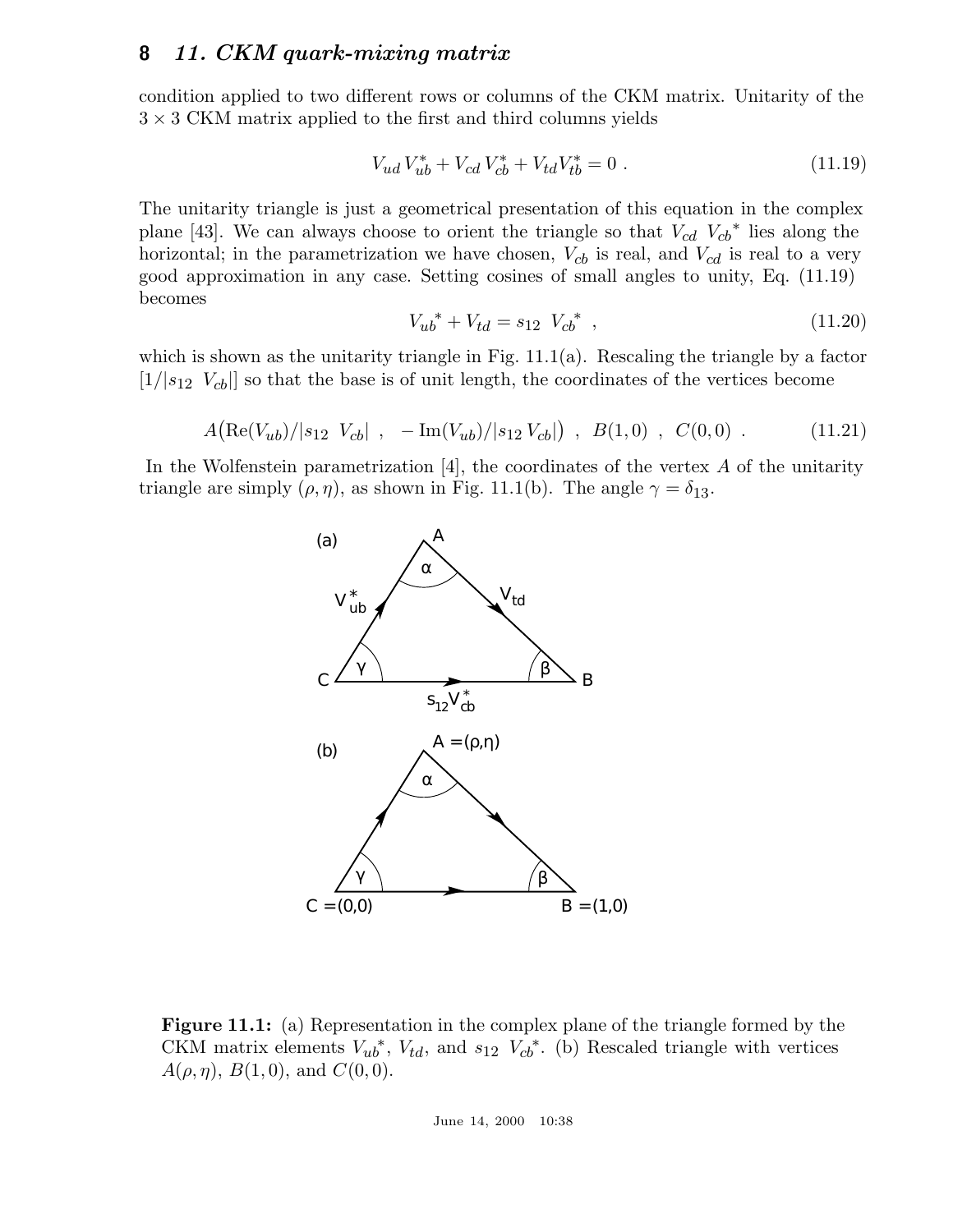condition applied to two different rows or columns of the CKM matrix. Unitarity of the $3 \times 3$ CKM matrix applied to the first and third columns yields

$$V_{ud}\, V_{ub}^* + V_{cd}\, V_{cb}^* + V_{td} V_{tb}^* = 0 \ . \tag{11.19}$$

The unitarity triangle is just a geometrical presentation of this equation in the complex plane [43]. We can always choose to orient the triangle so that $V_{cd}\ V_{cb}{}^*$ lies along the horizontal; in the parametrization we have chosen, $V_{cb}$ is real, and $V_{cd}$ is real to a very good approximation in any case. Setting cosines of small angles to unity, Eq. (11.19) becomes

$$V_{ub}{}^* + V_{td} = s_{12}\ \ V_{cb}{}^* \ , \tag{11.20}$$

which is shown as the unitarity triangle in Fig. 11.1(a). Rescaling the triangle by a factor $[1/|s_{12}\ \ V_{cb}|]$ so that the base is of unit length, the coordinates of the vertices become

$$A\big(\mathrm{Re}(V_{ub})/|s_{12}\ \ V_{cb}| \ , \ \ -\mathrm{Im}(V_{ub})/|s_{12}\, V_{cb}|\big) \ , \ B(1,0) \ , \ C(0,0) \ . \tag{11.21}$$

In the Wolfenstein parametrization [4], the coordinates of the vertex $A$ of the unitarity triangle are simply $(\rho, \eta)$, as shown in Fig. 11.1(b). The angle $\gamma = \delta_{13}$.

**Figure 11.1:** (a) Representation in the complex plane of the triangle formed by the CKM matrix elements $V_{ub}{}^*$, $V_{td}$, and $s_{12}\ V_{cb}{}^*$. (b) Rescaled triangle with vertices $A(\rho, \eta)$, $B(1,0)$, and $C(0,0)$.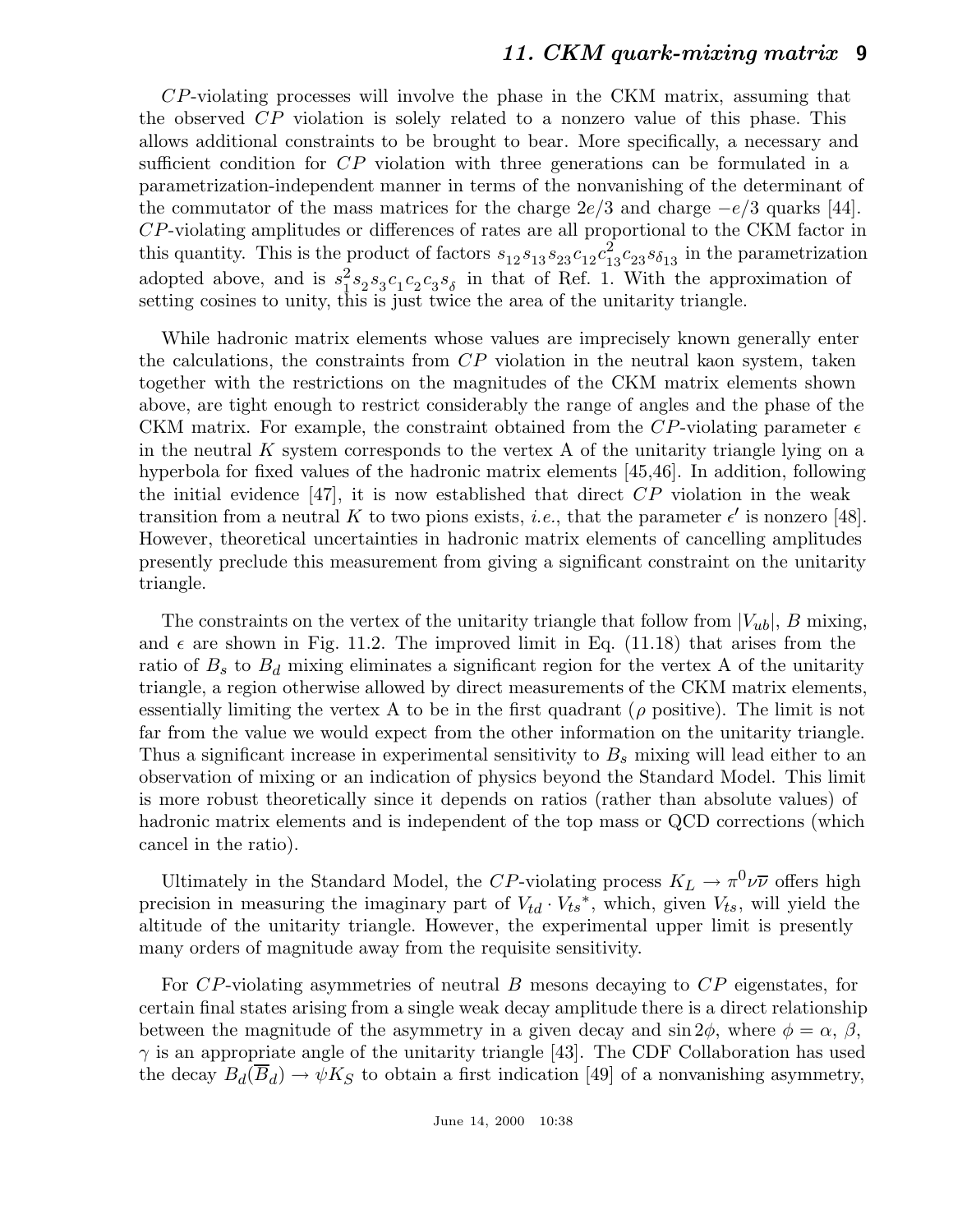$CP$-violating processes will involve the phase in the CKM matrix, assuming that the observed $CP$ violation is solely related to a nonzero value of this phase. This allows additional constraints to be brought to bear. More specifically, a necessary and sufficient condition for $CP$ violation with three generations can be formulated in a parametrization-independent manner in terms of the nonvanishing of the determinant of the commutator of the mass matrices for the charge $2e/3$ and charge $-e/3$ quarks [44]. $CP$-violating amplitudes or differences of rates are all proportional to the CKM factor in this quantity. This is the product of factors $s_{12}s_{13}s_{23}c_{12}c_{13}^2c_{23}s_{\delta_{13}}$ in the parametrization adopted above, and is $s_1^2s_2s_3c_1c_2c_3s_\delta$ in that of Ref. 1. With the approximation of setting cosines to unity, this is just twice the area of the unitarity triangle.

While hadronic matrix elements whose values are imprecisely known generally enter the calculations, the constraints from $CP$ violation in the neutral kaon system, taken together with the restrictions on the magnitudes of the CKM matrix elements shown above, are tight enough to restrict considerably the range of angles and the phase of the CKM matrix. For example, the constraint obtained from the $CP$-violating parameter $\epsilon$ in the neutral $K$ system corresponds to the vertex A of the unitarity triangle lying on a hyperbola for fixed values of the hadronic matrix elements [45,46]. In addition, following the initial evidence [47], it is now established that direct $CP$ violation in the weak transition from a neutral $K$ to two pions exists, *i.e.*, that the parameter $\epsilon'$ is nonzero [48]. However, theoretical uncertainties in hadronic matrix elements of cancelling amplitudes presently preclude this measurement from giving a significant constraint on the unitarity triangle.

The constraints on the vertex of the unitarity triangle that follow from $|V_{ub}|$, $B$ mixing, and $\epsilon$ are shown in Fig. 11.2. The improved limit in Eq. (11.18) that arises from the ratio of $B_s$ to $B_d$ mixing eliminates a significant region for the vertex A of the unitarity triangle, a region otherwise allowed by direct measurements of the CKM matrix elements, essentially limiting the vertex A to be in the first quadrant ($\rho$ positive). The limit is not far from the value we would expect from the other information on the unitarity triangle. Thus a significant increase in experimental sensitivity to $B_s$ mixing will lead either to an observation of mixing or an indication of physics beyond the Standard Model. This limit is more robust theoretically since it depends on ratios (rather than absolute values) of hadronic matrix elements and is independent of the top mass or QCD corrections (which cancel in the ratio).

Ultimately in the Standard Model, the $CP$-violating process $K_L \to \pi^0 \nu\overline{\nu}$ offers high precision in measuring the imaginary part of $V_{td} \cdot V_{ts}{}^*$, which, given $V_{ts}$, will yield the altitude of the unitarity triangle. However, the experimental upper limit is presently many orders of magnitude away from the requisite sensitivity.

For $CP$-violating asymmetries of neutral $B$ mesons decaying to $CP$ eigenstates, for certain final states arising from a single weak decay amplitude there is a direct relationship between the magnitude of the asymmetry in a given decay and $\sin 2\phi$, where $\phi = \alpha$, $\beta$, $\gamma$ is an appropriate angle of the unitarity triangle [43]. The CDF Collaboration has used the decay $B_d(\overline{B}_d) \to \psi K_S$ to obtain a first indication [49] of a nonvanishing asymmetry,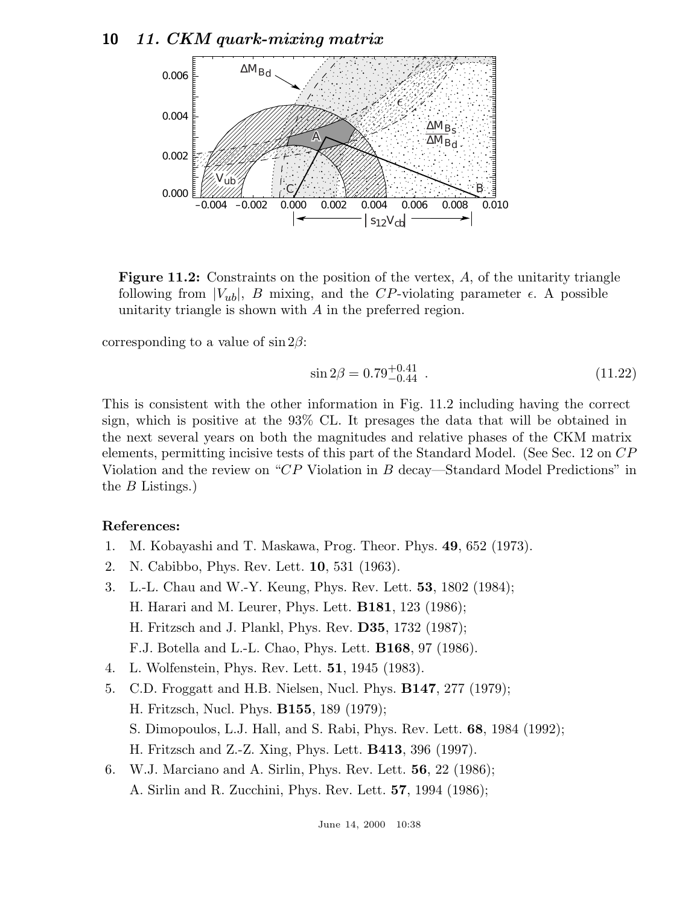**Figure 11.2:** Constraints on the position of the vertex, $A$, of the unitarity triangle following from $|V_{ub}|$, $B$ mixing, and the $CP$-violating parameter $\epsilon$. A possible unitarity triangle is shown with $A$ in the preferred region.

corresponding to a value of $\sin 2\beta$:

$$\sin 2\beta = 0.79^{+0.41}_{-0.44} \ . \tag{11.22}$$

This is consistent with the other information in Fig. 11.2 including having the correct sign, which is positive at the 93% CL. It presages the data that will be obtained in the next several years on both the magnitudes and relative phases of the CKM matrix elements, permitting incisive tests of this part of the Standard Model. (See Sec. 12 on $CP$ Violation and the review on "$CP$ Violation in $B$ decay—Standard Model Predictions" in the $B$ Listings.)

**References:**

1. M. Kobayashi and T. Maskawa, Prog. Theor. Phys. **49**, 652 (1973).
2. N. Cabibbo, Phys. Rev. Lett. **10**, 531 (1963).
3. L.-L. Chau and W.-Y. Keung, Phys. Rev. Lett. **53**, 1802 (1984);
   H. Harari and M. Leurer, Phys. Lett. **B181**, 123 (1986);
   H. Fritzsch and J. Plankl, Phys. Rev. **D35**, 1732 (1987);
   F.J. Botella and L.-L. Chao, Phys. Lett. **B168**, 97 (1986).
4. L. Wolfenstein, Phys. Rev. Lett. **51**, 1945 (1983).
5. C.D. Froggatt and H.B. Nielsen, Nucl. Phys. **B147**, 277 (1979);
   H. Fritzsch, Nucl. Phys. **B155**, 189 (1979);
   S. Dimopoulos, L.J. Hall, and S. Rabi, Phys. Rev. Lett. **68**, 1984 (1992);
   H. Fritzsch and Z.-Z. Xing, Phys. Lett. **B413**, 396 (1997).
6. W.J. Marciano and A. Sirlin, Phys. Rev. Lett. **56**, 22 (1986);
   A. Sirlin and R. Zucchini, Phys. Rev. Lett. **57**, 1994 (1986);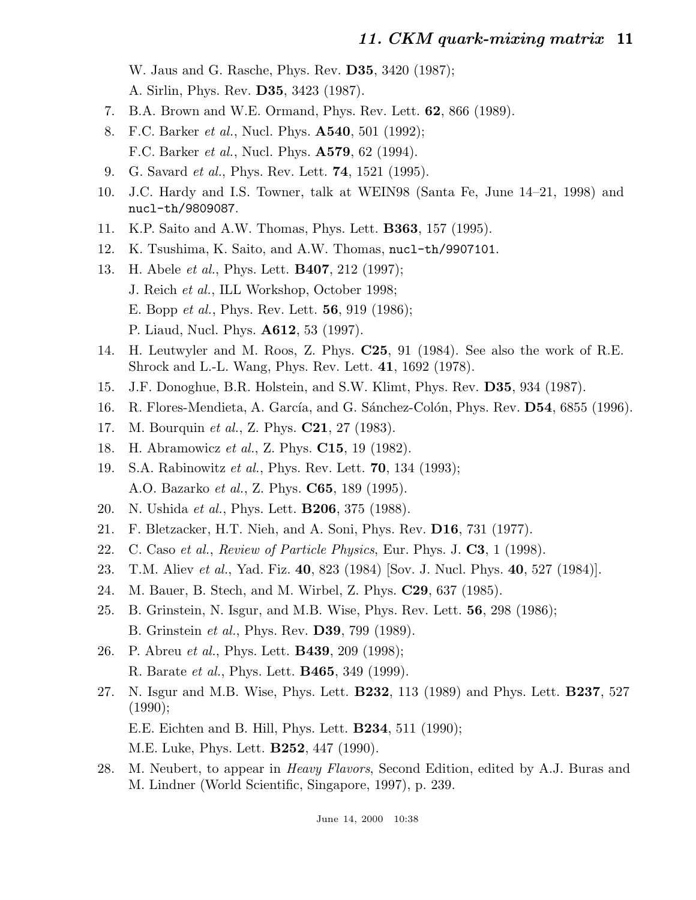W. Jaus and G. Rasche, Phys. Rev. **D35**, 3420 (1987);
A. Sirlin, Phys. Rev. **D35**, 3423 (1987).

7. B.A. Brown and W.E. Ormand, Phys. Rev. Lett. **62**, 866 (1989).
8. F.C. Barker *et al.*, Nucl. Phys. **A540**, 501 (1992);
   F.C. Barker *et al.*, Nucl. Phys. **A579**, 62 (1994).
9. G. Savard *et al.*, Phys. Rev. Lett. **74**, 1521 (1995).
10. J.C. Hardy and I.S. Towner, talk at WEIN98 (Santa Fe, June 14–21, 1998) and `nucl-th/9809087`.
11. K.P. Saito and A.W. Thomas, Phys. Lett. **B363**, 157 (1995).
12. K. Tsushima, K. Saito, and A.W. Thomas, `nucl-th/9907101`.
13. H. Abele *et al.*, Phys. Lett. **B407**, 212 (1997);
    J. Reich *et al.*, ILL Workshop, October 1998;
    E. Bopp *et al.*, Phys. Rev. Lett. **56**, 919 (1986);
    P. Liaud, Nucl. Phys. **A612**, 53 (1997).
14. H. Leutwyler and M. Roos, Z. Phys. **C25**, 91 (1984). See also the work of R.E. Shrock and L.-L. Wang, Phys. Rev. Lett. **41**, 1692 (1978).
15. J.F. Donoghue, B.R. Holstein, and S.W. Klimt, Phys. Rev. **D35**, 934 (1987).
16. R. Flores-Mendieta, A. García, and G. Sánchez-Colón, Phys. Rev. **D54**, 6855 (1996).
17. M. Bourquin *et al.*, Z. Phys. **C21**, 27 (1983).
18. H. Abramowicz *et al.*, Z. Phys. **C15**, 19 (1982).
19. S.A. Rabinowitz *et al.*, Phys. Rev. Lett. **70**, 134 (1993);
    A.O. Bazarko *et al.*, Z. Phys. **C65**, 189 (1995).
20. N. Ushida *et al.*, Phys. Lett. **B206**, 375 (1988).
21. F. Bletzacker, H.T. Nieh, and A. Soni, Phys. Rev. **D16**, 731 (1977).
22. C. Caso *et al.*, *Review of Particle Physics*, Eur. Phys. J. **C3**, 1 (1998).
23. T.M. Aliev *et al.*, Yad. Fiz. **40**, 823 (1984) [Sov. J. Nucl. Phys. **40**, 527 (1984)].
24. M. Bauer, B. Stech, and M. Wirbel, Z. Phys. **C29**, 637 (1985).
25. B. Grinstein, N. Isgur, and M.B. Wise, Phys. Rev. Lett. **56**, 298 (1986);
    B. Grinstein *et al.*, Phys. Rev. **D39**, 799 (1989).
26. P. Abreu *et al.*, Phys. Lett. **B439**, 209 (1998);
    R. Barate *et al.*, Phys. Lett. **B465**, 349 (1999).
27. N. Isgur and M.B. Wise, Phys. Lett. **B232**, 113 (1989) and Phys. Lett. **B237**, 527 (1990);
    E.E. Eichten and B. Hill, Phys. Lett. **B234**, 511 (1990);
    M.E. Luke, Phys. Lett. **B252**, 447 (1990).
28. M. Neubert, to appear in *Heavy Flavors*, Second Edition, edited by A.J. Buras and M. Lindner (World Scientific, Singapore, 1997), p. 239.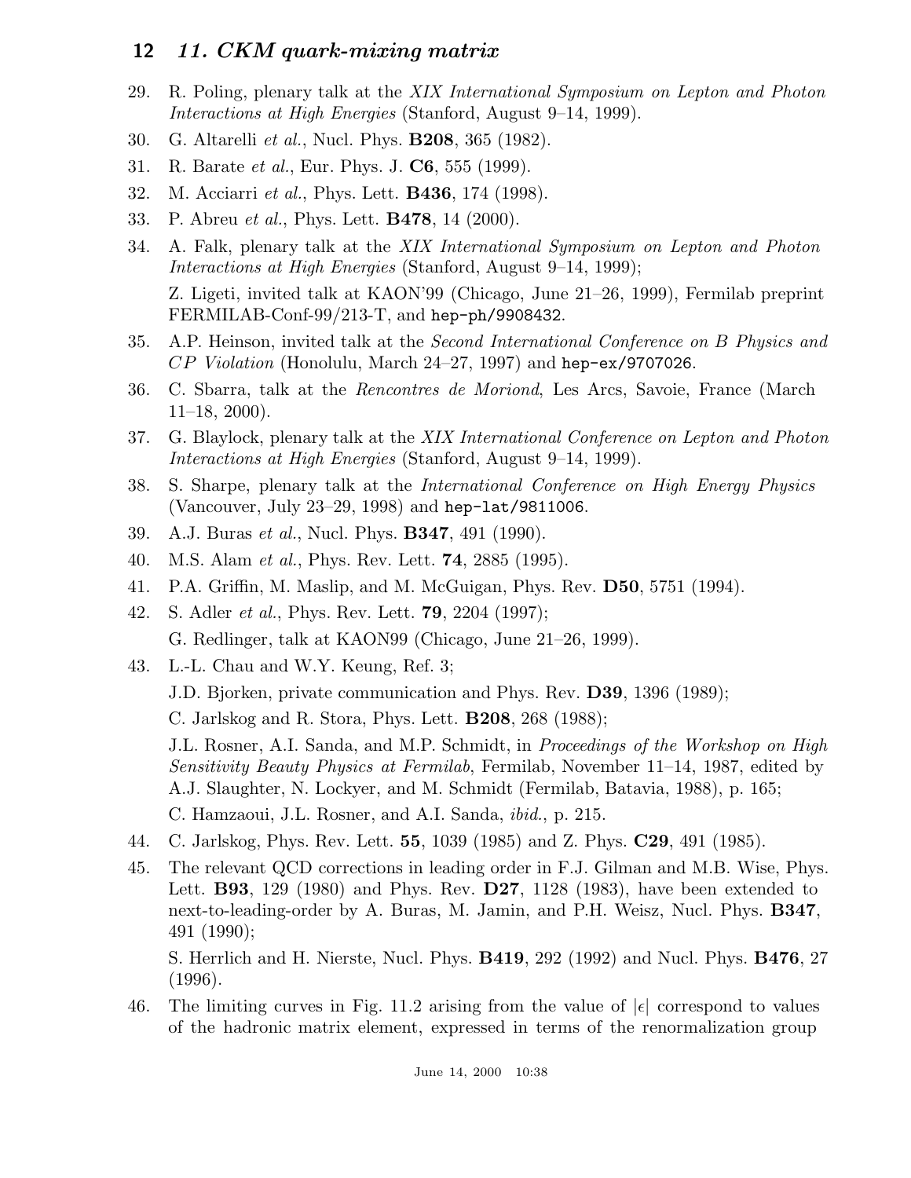29. R. Poling, plenary talk at the *XIX International Symposium on Lepton and Photon Interactions at High Energies* (Stanford, August 9–14, 1999).
30. G. Altarelli *et al.*, Nucl. Phys. **B208**, 365 (1982).
31. R. Barate *et al.*, Eur. Phys. J. **C6**, 555 (1999).
32. M. Acciarri *et al.*, Phys. Lett. **B436**, 174 (1998).
33. P. Abreu *et al.*, Phys. Lett. **B478**, 14 (2000).
34. A. Falk, plenary talk at the *XIX International Symposium on Lepton and Photon Interactions at High Energies* (Stanford, August 9–14, 1999);

    Z. Ligeti, invited talk at KAON'99 (Chicago, June 21–26, 1999), Fermilab preprint FERMILAB-Conf-99/213-T, and hep-ph/9908432.
35. A.P. Heinson, invited talk at the *Second International Conference on B Physics and CP Violation* (Honolulu, March 24–27, 1997) and hep-ex/9707026.
36. C. Sbarra, talk at the *Rencontres de Moriond*, Les Arcs, Savoie, France (March 11–18, 2000).
37. G. Blaylock, plenary talk at the *XIX International Conference on Lepton and Photon Interactions at High Energies* (Stanford, August 9–14, 1999).
38. S. Sharpe, plenary talk at the *International Conference on High Energy Physics* (Vancouver, July 23–29, 1998) and hep-lat/9811006.
39. A.J. Buras *et al.*, Nucl. Phys. **B347**, 491 (1990).
40. M.S. Alam *et al.*, Phys. Rev. Lett. **74**, 2885 (1995).
41. P.A. Griffin, M. Maslip, and M. McGuigan, Phys. Rev. **D50**, 5751 (1994).
42. S. Adler *et al.*, Phys. Rev. Lett. **79**, 2204 (1997);

    G. Redlinger, talk at KAON99 (Chicago, June 21–26, 1999).
43. L.-L. Chau and W.Y. Keung, Ref. 3;

    J.D. Bjorken, private communication and Phys. Rev. **D39**, 1396 (1989);

    C. Jarlskog and R. Stora, Phys. Lett. **B208**, 268 (1988);

    J.L. Rosner, A.I. Sanda, and M.P. Schmidt, in *Proceedings of the Workshop on High Sensitivity Beauty Physics at Fermilab*, Fermilab, November 11–14, 1987, edited by A.J. Slaughter, N. Lockyer, and M. Schmidt (Fermilab, Batavia, 1988), p. 165;

    C. Hamzaoui, J.L. Rosner, and A.I. Sanda, *ibid.*, p. 215.
44. C. Jarlskog, Phys. Rev. Lett. **55**, 1039 (1985) and Z. Phys. **C29**, 491 (1985).
45. The relevant QCD corrections in leading order in F.J. Gilman and M.B. Wise, Phys. Lett. **B93**, 129 (1980) and Phys. Rev. **D27**, 1128 (1983), have been extended to next-to-leading-order by A. Buras, M. Jamin, and P.H. Weisz, Nucl. Phys. **B347**, 491 (1990);

    S. Herrlich and H. Nierste, Nucl. Phys. **B419**, 292 (1992) and Nucl. Phys. **B476**, 27 (1996).
46. The limiting curves in Fig. 11.2 arising from the value of $|\epsilon|$ correspond to values of the hadronic matrix element, expressed in terms of the renormalization group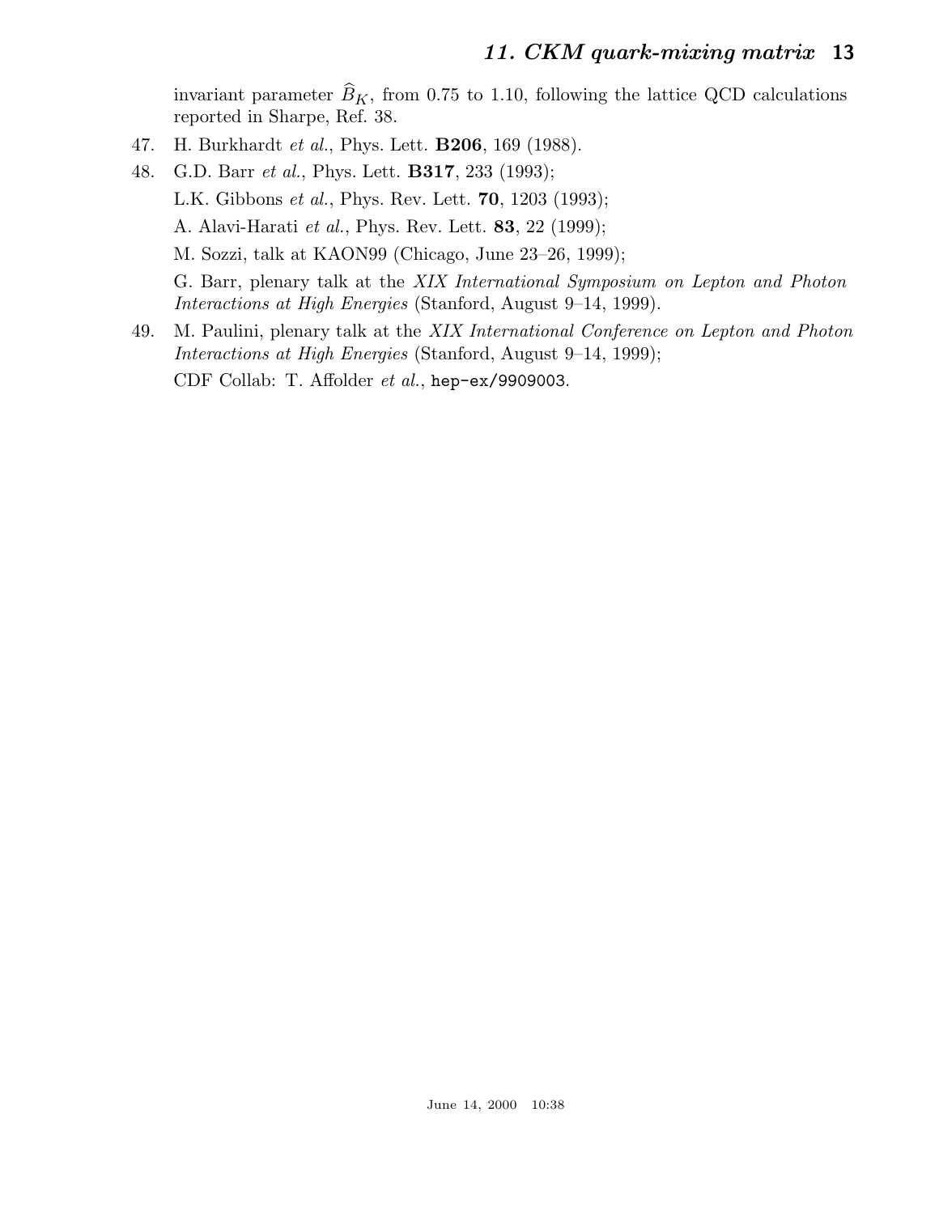invariant parameter $\widehat{B}_K$, from 0.75 to 1.10, following the lattice QCD calculations reported in Sharpe, Ref. 38.

47. H. Burkhardt *et al.*, Phys. Lett. **B206**, 169 (1988).
48. G.D. Barr *et al.*, Phys. Lett. **B317**, 233 (1993);
    L.K. Gibbons *et al.*, Phys. Rev. Lett. **70**, 1203 (1993);
    A. Alavi-Harati *et al.*, Phys. Rev. Lett. **83**, 22 (1999);
    M. Sozzi, talk at KAON99 (Chicago, June 23–26, 1999);
    G. Barr, plenary talk at the *XIX International Symposium on Lepton and Photon Interactions at High Energies* (Stanford, August 9–14, 1999).
49. M. Paulini, plenary talk at the *XIX International Conference on Lepton and Photon Interactions at High Energies* (Stanford, August 9–14, 1999);
    CDF Collab: T. Affolder *et al.*, `hep-ex/9909003`.